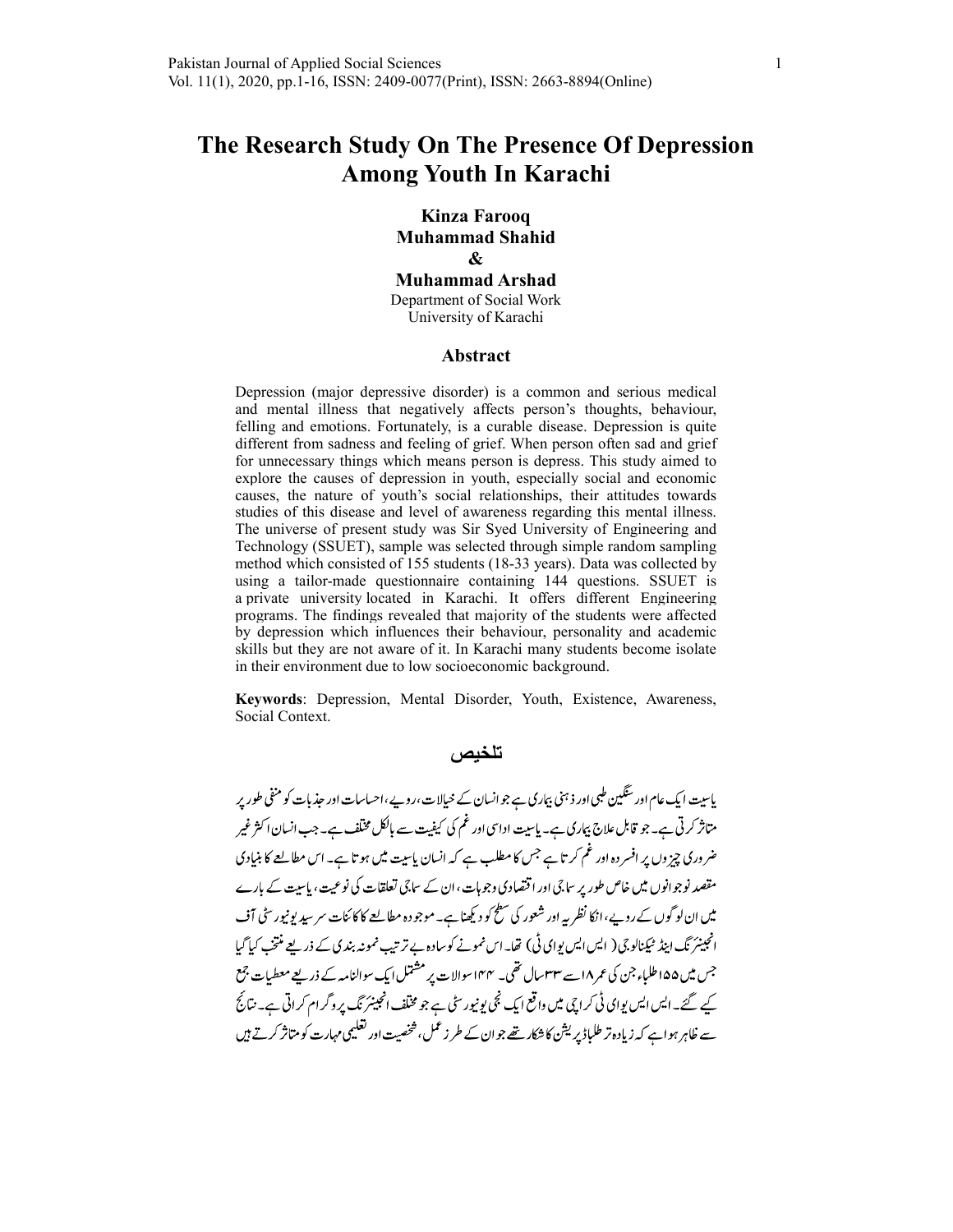# The Research Study On The Presence Of Depression Among Youth In Karachi

**Kinza Farooq**
**Muhammad Shahid**
**&**
**Muhammad Arshad**
Department of Social Work
University of Karachi

## Abstract

Depression (major depressive disorder) is a common and serious medical and mental illness that negatively affects person's thoughts, behaviour, felling and emotions. Fortunately, is a curable disease. Depression is quite different from sadness and feeling of grief. When person often sad and grief for unnecessary things which means person is depress. This study aimed to explore the causes of depression in youth, especially social and economic causes, the nature of youth's social relationships, their attitudes towards studies of this disease and level of awareness regarding this mental illness. The universe of present study was Sir Syed University of Engineering and Technology (SSUET), sample was selected through simple random sampling method which consisted of 155 students (18-33 years). Data was collected by using a tailor-made questionnaire containing 144 questions. SSUET is a private university located in Karachi. It offers different Engineering programs. The findings revealed that majority of the students were affected by depression which influences their behaviour, personality and academic skills but they are not aware of it. In Karachi many students become isolate in their environment due to low socioeconomic background.

**Keywords**: Depression, Mental Disorder, Youth, Existence, Awareness, Social Context.

## تلخیص

یاسیت ایک عام اور سنگین طبی اور ذہنی بیماری ہے جو انسان کے خیالات، رویے، احساسات اور جذبات کو منفی طور پر متاثر کرتی ہے۔ جو قابل علاج بیماری ہے۔ یاسیت اداسی اور غم کی کیفیت سے بالکل مختلف ہے۔ جب انسان اکثر غیر ضروری چیزوں پر افسردہ اور غم کرتا ہے جس کا مطلب ہے کہ انسان یاسیت میں ہوتا ہے۔ اس مطالعے کا بنیادی مقصد نوجوانوں میں خاص طور پر سماجی اور اقتصادی وجوہات، ان کے سماجی تعلقات کی نوعیت، یاسیت کے بارے میں ان لوگوں کے رویے، انکا نظریہ اور شعور کی سطح کو دیکھنا ہے۔ موجودہ مطالعے کا کائنات سر سید یونیورسٹی آف انجینئرنگ اینڈ ٹیکنالوجی (ایس ایس یو ای ٹی) تھا۔ اس نمونے کو سادہ بے ترتیب نمونہ بندی کے ذریعے منتخب کیا گیا جس میں ۱۵۵ طلباء جن کی عمر ۱۸ سے ۳۳ سال تھی۔ ۱۴۴ سوالات پر مشتمل ایک سوالنامہ کے ذریعے معطیات جمع کیے گئے۔ ایس ایس یو ای ٹی کراچی میں واقع ایک نجی یونیورسٹی ہے جو مختلف انجینئرنگ پروگرام کراتی ہے۔ نتائج سے ظاہر ہوا ہے کہ زیادہ تر طلباڈپریشن کا شکار تھے جو ان کے طرز عمل، شخصیت اور تعلیمی مہارت کو متاثر کرتے ہیں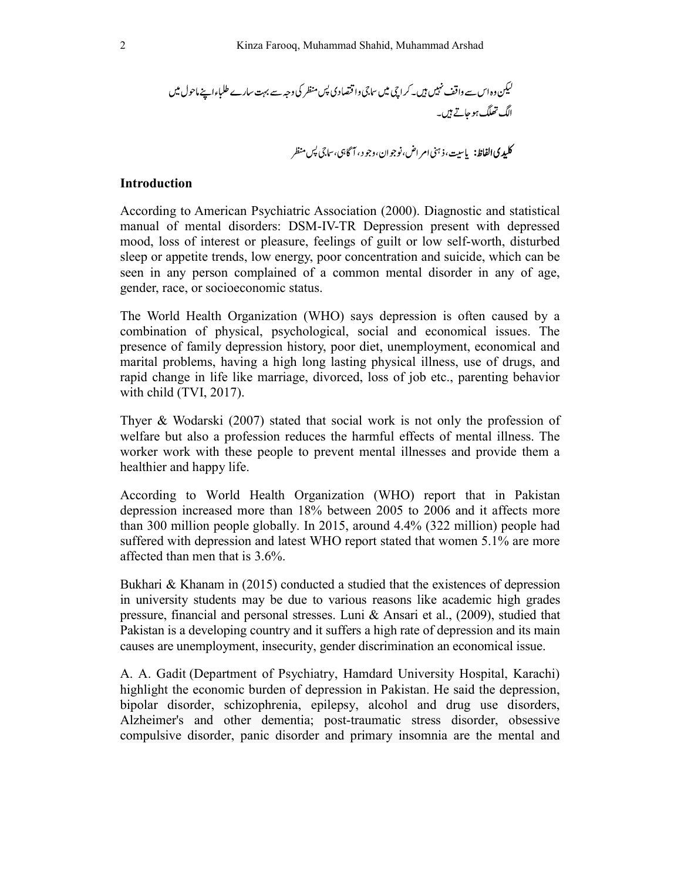لیکن وہ اس سے واقف نہیں ہیں۔ کراچی میں سماجی و اقتصادی پس منظر کی وجہ سے، بہت سارے طلباء اپنے ماحول میں الگ تھلگ ہو جاتے ہیں۔

**کلیدی الفاظ:** یاسیت، ذہنی امراض، نوجوان، وجود، آگاہی، سماجی پس منظر

## Introduction

According to American Psychiatric Association (2000). Diagnostic and statistical manual of mental disorders: DSM-IV-TR Depression present with depressed mood, loss of interest or pleasure, feelings of guilt or low self-worth, disturbed sleep or appetite trends, low energy, poor concentration and suicide, which can be seen in any person complained of a common mental disorder in any of age, gender, race, or socioeconomic status.

The World Health Organization (WHO) says depression is often caused by a combination of physical, psychological, social and economical issues. The presence of family depression history, poor diet, unemployment, economical and marital problems, having a high long lasting physical illness, use of drugs, and rapid change in life like marriage, divorced, loss of job etc., parenting behavior with child (TVI, 2017).

Thyer & Wodarski (2007) stated that social work is not only the profession of welfare but also a profession reduces the harmful effects of mental illness. The worker work with these people to prevent mental illnesses and provide them a healthier and happy life.

According to World Health Organization (WHO) report that in Pakistan depression increased more than 18% between 2005 to 2006 and it affects more than 300 million people globally. In 2015, around 4.4% (322 million) people had suffered with depression and latest WHO report stated that women 5.1% are more affected than men that is 3.6%.

Bukhari & Khanam in (2015) conducted a studied that the existences of depression in university students may be due to various reasons like academic high grades pressure, financial and personal stresses. Luni & Ansari et al., (2009), studied that Pakistan is a developing country and it suffers a high rate of depression and its main causes are unemployment, insecurity, gender discrimination an economical issue.

A. A. Gadit (Department of Psychiatry, Hamdard University Hospital, Karachi) highlight the economic burden of depression in Pakistan. He said the depression, bipolar disorder, schizophrenia, epilepsy, alcohol and drug use disorders, Alzheimer's and other dementia; post-traumatic stress disorder, obsessive compulsive disorder, panic disorder and primary insomnia are the mental and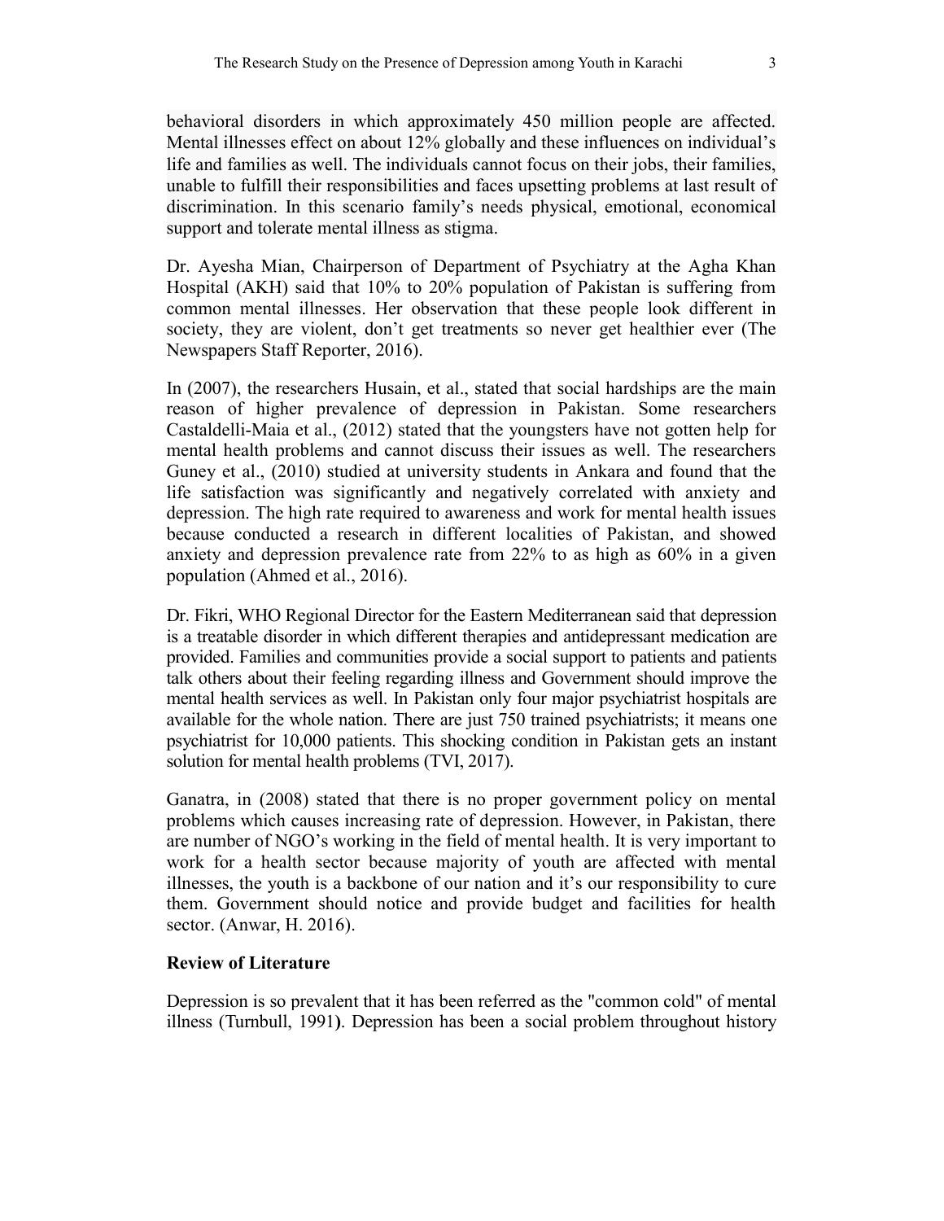behavioral disorders in which approximately 450 million people are affected. Mental illnesses effect on about 12% globally and these influences on individual's life and families as well. The individuals cannot focus on their jobs, their families, unable to fulfill their responsibilities and faces upsetting problems at last result of discrimination. In this scenario family's needs physical, emotional, economical support and tolerate mental illness as stigma.

Dr. Ayesha Mian, Chairperson of Department of Psychiatry at the Agha Khan Hospital (AKH) said that 10% to 20% population of Pakistan is suffering from common mental illnesses. Her observation that these people look different in society, they are violent, don't get treatments so never get healthier ever (The Newspapers Staff Reporter, 2016).

In (2007), the researchers Husain, et al., stated that social hardships are the main reason of higher prevalence of depression in Pakistan. Some researchers Castaldelli-Maia et al., (2012) stated that the youngsters have not gotten help for mental health problems and cannot discuss their issues as well. The researchers Guney et al., (2010) studied at university students in Ankara and found that the life satisfaction was significantly and negatively correlated with anxiety and depression. The high rate required to awareness and work for mental health issues because conducted a research in different localities of Pakistan, and showed anxiety and depression prevalence rate from 22% to as high as 60% in a given population (Ahmed et al., 2016).

Dr. Fikri, WHO Regional Director for the Eastern Mediterranean said that depression is a treatable disorder in which different therapies and antidepressant medication are provided. Families and communities provide a social support to patients and patients talk others about their feeling regarding illness and Government should improve the mental health services as well. In Pakistan only four major psychiatrist hospitals are available for the whole nation. There are just 750 trained psychiatrists; it means one psychiatrist for 10,000 patients. This shocking condition in Pakistan gets an instant solution for mental health problems (TVI, 2017).

Ganatra, in (2008) stated that there is no proper government policy on mental problems which causes increasing rate of depression. However, in Pakistan, there are number of NGO's working in the field of mental health. It is very important to work for a health sector because majority of youth are affected with mental illnesses, the youth is a backbone of our nation and it's our responsibility to cure them. Government should notice and provide budget and facilities for health sector. (Anwar, H. 2016).

**Review of Literature**

Depression is so prevalent that it has been referred as the "common cold" of mental illness (Turnbull, 1991**)**. Depression has been a social problem throughout history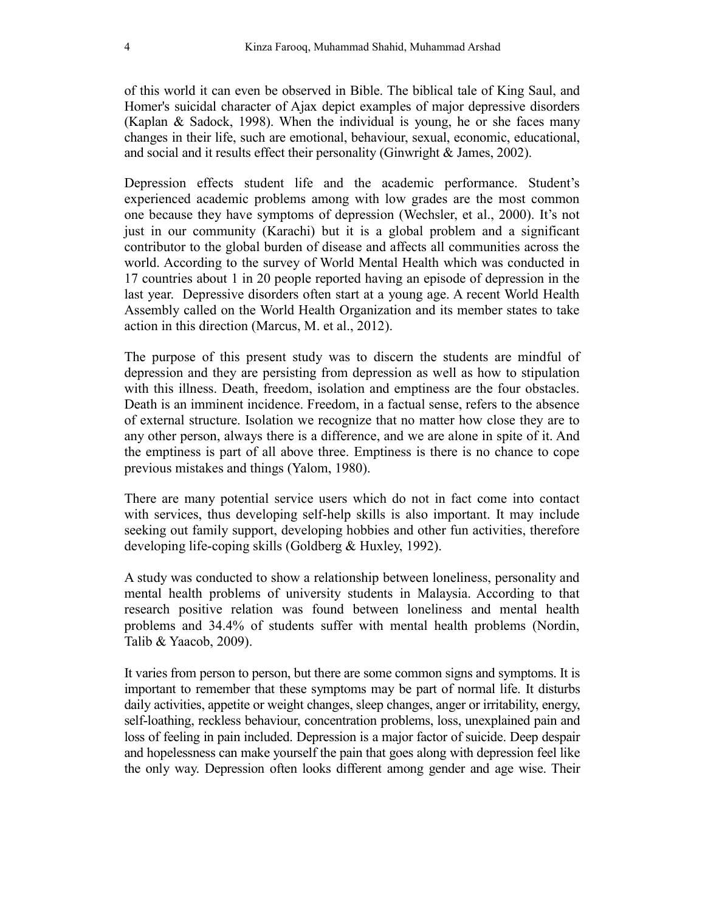of this world it can even be observed in Bible. The biblical tale of King Saul, and Homer's suicidal character of Ajax depict examples of major depressive disorders (Kaplan & Sadock, 1998). When the individual is young, he or she faces many changes in their life, such are emotional, behaviour, sexual, economic, educational, and social and it results effect their personality (Ginwright & James, 2002).

Depression effects student life and the academic performance. Student's experienced academic problems among with low grades are the most common one because they have symptoms of depression (Wechsler, et al., 2000). It's not just in our community (Karachi) but it is a global problem and a significant contributor to the global burden of disease and affects all communities across the world. According to the survey of World Mental Health which was conducted in 17 countries about 1 in 20 people reported having an episode of depression in the last year. Depressive disorders often start at a young age. A recent World Health Assembly called on the World Health Organization and its member states to take action in this direction (Marcus, M. et al., 2012).

The purpose of this present study was to discern the students are mindful of depression and they are persisting from depression as well as how to stipulation with this illness. Death, freedom, isolation and emptiness are the four obstacles. Death is an imminent incidence. Freedom, in a factual sense, refers to the absence of external structure. Isolation we recognize that no matter how close they are to any other person, always there is a difference, and we are alone in spite of it. And the emptiness is part of all above three. Emptiness is there is no chance to cope previous mistakes and things (Yalom, 1980).

There are many potential service users which do not in fact come into contact with services, thus developing self-help skills is also important. It may include seeking out family support, developing hobbies and other fun activities, therefore developing life-coping skills (Goldberg & Huxley, 1992).

A study was conducted to show a relationship between loneliness, personality and mental health problems of university students in Malaysia. According to that research positive relation was found between loneliness and mental health problems and 34.4% of students suffer with mental health problems (Nordin, Talib & Yaacob, 2009).

It varies from person to person, but there are some common signs and symptoms. It is important to remember that these symptoms may be part of normal life. It disturbs daily activities, appetite or weight changes, sleep changes, anger or irritability, energy, self-loathing, reckless behaviour, concentration problems, loss, unexplained pain and loss of feeling in pain included. Depression is a major factor of suicide. Deep despair and hopelessness can make yourself the pain that goes along with depression feel like the only way. Depression often looks different among gender and age wise. Their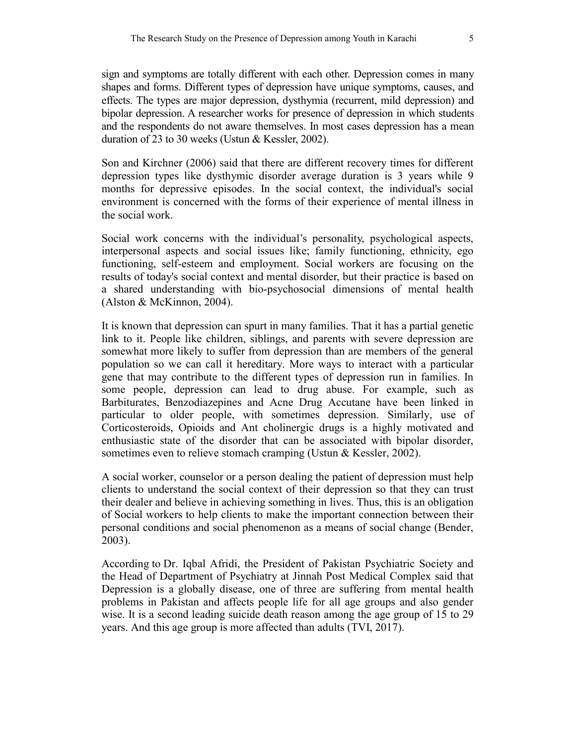sign and symptoms are totally different with each other. Depression comes in many shapes and forms. Different types of depression have unique symptoms, causes, and effects. The types are major depression, dysthymia (recurrent, mild depression) and bipolar depression. A researcher works for presence of depression in which students and the respondents do not aware themselves. In most cases depression has a mean duration of 23 to 30 weeks (Ustun & Kessler, 2002).

Son and Kirchner (2006) said that there are different recovery times for different depression types like dysthymic disorder average duration is 3 years while 9 months for depressive episodes. In the social context, the individual's social environment is concerned with the forms of their experience of mental illness in the social work.

Social work concerns with the individual's personality, psychological aspects, interpersonal aspects and social issues like; family functioning, ethnicity, ego functioning, self-esteem and employment. Social workers are focusing on the results of today's social context and mental disorder, but their practice is based on a shared understanding with bio-psychosocial dimensions of mental health (Alston & McKinnon, 2004).

It is known that depression can spurt in many families. That it has a partial genetic link to it. People like children, siblings, and parents with severe depression are somewhat more likely to suffer from depression than are members of the general population so we can call it hereditary. More ways to interact with a particular gene that may contribute to the different types of depression run in families. In some people, depression can lead to drug abuse. For example, such as Barbiturates, Benzodiazepines and Acne Drug Accutane have been linked in particular to older people, with sometimes depression. Similarly, use of Corticosteroids, Opioids and Ant cholinergic drugs is a highly motivated and enthusiastic state of the disorder that can be associated with bipolar disorder, sometimes even to relieve stomach cramping (Ustun & Kessler, 2002).

A social worker, counselor or a person dealing the patient of depression must help clients to understand the social context of their depression so that they can trust their dealer and believe in achieving something in lives. Thus, this is an obligation of Social workers to help clients to make the important connection between their personal conditions and social phenomenon as a means of social change (Bender, 2003).

According to Dr. Iqbal Afridi, the President of Pakistan Psychiatric Society and the Head of Department of Psychiatry at Jinnah Post Medical Complex said that Depression is a globally disease, one of three are suffering from mental health problems in Pakistan and affects people life for all age groups and also gender wise. It is a second leading suicide death reason among the age group of 15 to 29 years. And this age group is more affected than adults (TVI, 2017).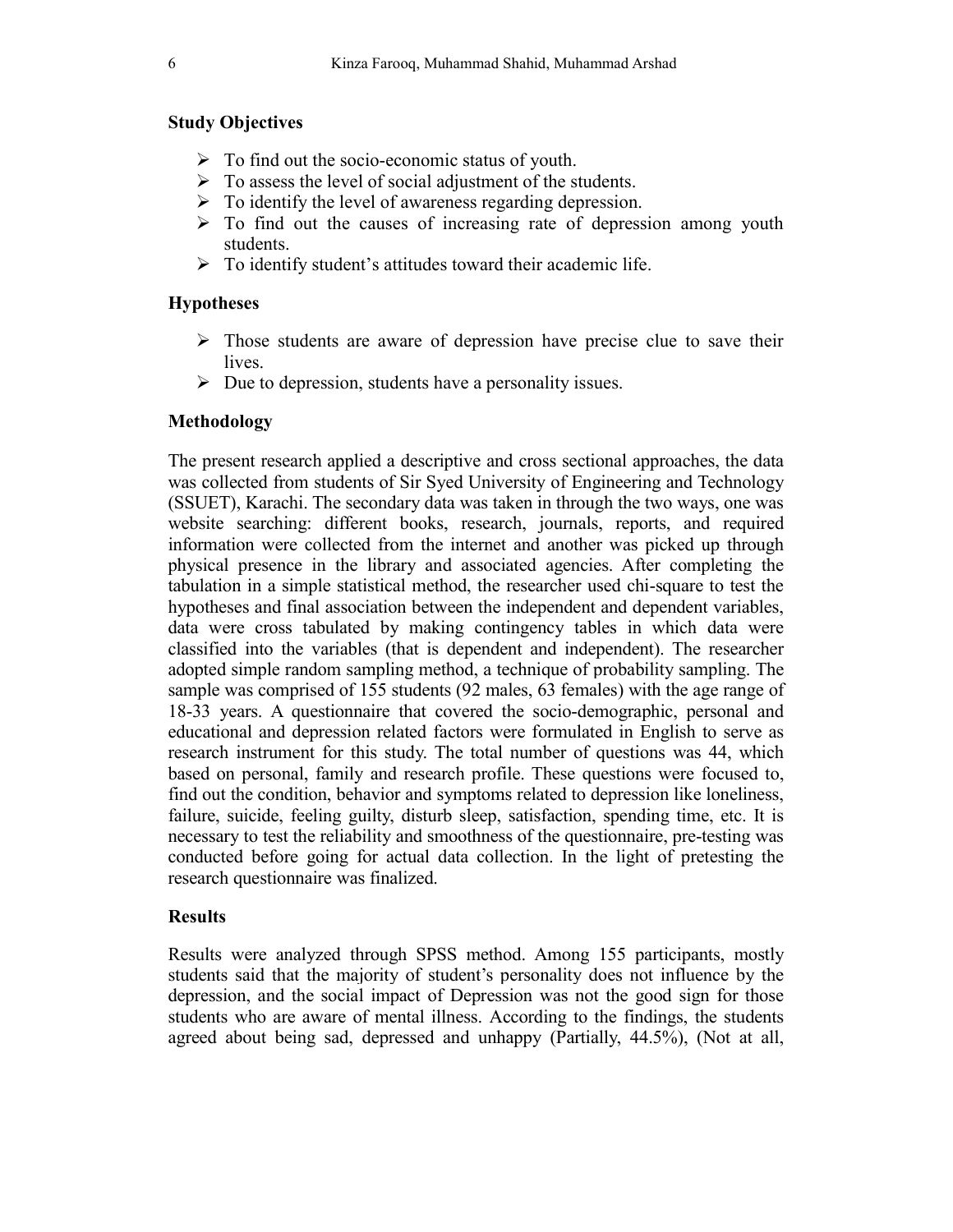## Study Objectives

- To find out the socio-economic status of youth.
- To assess the level of social adjustment of the students.
- To identify the level of awareness regarding depression.
- To find out the causes of increasing rate of depression among youth students.
- To identify student's attitudes toward their academic life.

## Hypotheses

- Those students are aware of depression have precise clue to save their lives.
- Due to depression, students have a personality issues.

## Methodology

The present research applied a descriptive and cross sectional approaches, the data was collected from students of Sir Syed University of Engineering and Technology (SSUET), Karachi. The secondary data was taken in through the two ways, one was website searching: different books, research, journals, reports, and required information were collected from the internet and another was picked up through physical presence in the library and associated agencies. After completing the tabulation in a simple statistical method, the researcher used chi-square to test the hypotheses and final association between the independent and dependent variables, data were cross tabulated by making contingency tables in which data were classified into the variables (that is dependent and independent). The researcher adopted simple random sampling method, a technique of probability sampling. The sample was comprised of 155 students (92 males, 63 females) with the age range of 18-33 years. A questionnaire that covered the socio-demographic, personal and educational and depression related factors were formulated in English to serve as research instrument for this study. The total number of questions was 44, which based on personal, family and research profile. These questions were focused to, find out the condition, behavior and symptoms related to depression like loneliness, failure, suicide, feeling guilty, disturb sleep, satisfaction, spending time, etc. It is necessary to test the reliability and smoothness of the questionnaire, pre-testing was conducted before going for actual data collection. In the light of pretesting the research questionnaire was finalized.

## Results

Results were analyzed through SPSS method. Among 155 participants, mostly students said that the majority of student's personality does not influence by the depression, and the social impact of Depression was not the good sign for those students who are aware of mental illness. According to the findings, the students agreed about being sad, depressed and unhappy (Partially, 44.5%), (Not at all,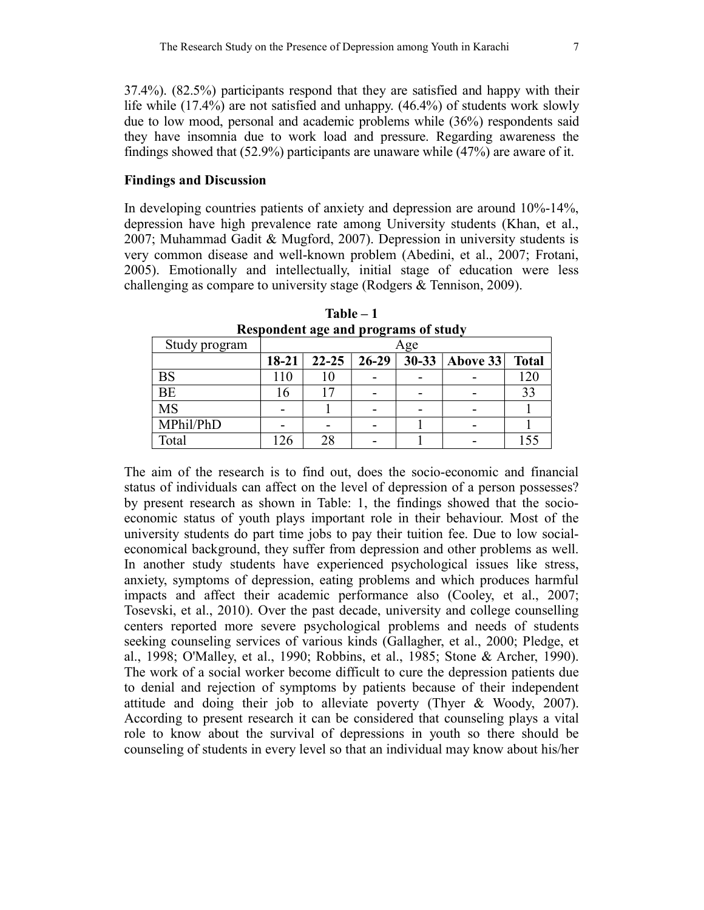37.4%). (82.5%) participants respond that they are satisfied and happy with their life while (17.4%) are not satisfied and unhappy. (46.4%) of students work slowly due to low mood, personal and academic problems while (36%) respondents said they have insomnia due to work load and pressure. Regarding awareness the findings showed that (52.9%) participants are unaware while (47%) are aware of it.

**Findings and Discussion**

In developing countries patients of anxiety and depression are around 10%-14%, depression have high prevalence rate among University students (Khan, et al., 2007; Muhammad Gadit & Mugford, 2007). Depression in university students is very common disease and well-known problem (Abedini, et al., 2007; Frotani, 2005). Emotionally and intellectually, initial stage of education were less challenging as compare to university stage (Rodgers & Tennison, 2009).

**Table – 1**
**Respondent age and programs of study**

| Study program | Age | | | | | |
|---|---|---|---|---|---|---|
| | **18-21** | **22-25** | **26-29** | **30-33** | **Above 33** | **Total** |
| BS | 110 | 10 | - | - | - | 120 |
| BE | 16 | 17 | - | - | - | 33 |
| MS | - | 1 | - | - | - | 1 |
| MPhil/PhD | - | - | - | 1 | - | 1 |
| Total | 126 | 28 | - | 1 | - | 155 |

The aim of the research is to find out, does the socio-economic and financial status of individuals can affect on the level of depression of a person possesses? by present research as shown in Table: 1, the findings showed that the socio-economic status of youth plays important role in their behaviour. Most of the university students do part time jobs to pay their tuition fee. Due to low social-economical background, they suffer from depression and other problems as well. In another study students have experienced psychological issues like stress, anxiety, symptoms of depression, eating problems and which produces harmful impacts and affect their academic performance also (Cooley, et al., 2007; Tosevski, et al., 2010). Over the past decade, university and college counselling centers reported more severe psychological problems and needs of students seeking counseling services of various kinds (Gallagher, et al., 2000; Pledge, et al., 1998; O'Malley, et al., 1990; Robbins, et al., 1985; Stone & Archer, 1990). The work of a social worker become difficult to cure the depression patients due to denial and rejection of symptoms by patients because of their independent attitude and doing their job to alleviate poverty (Thyer & Woody, 2007). According to present research it can be considered that counseling plays a vital role to know about the survival of depressions in youth so there should be counseling of students in every level so that an individual may know about his/her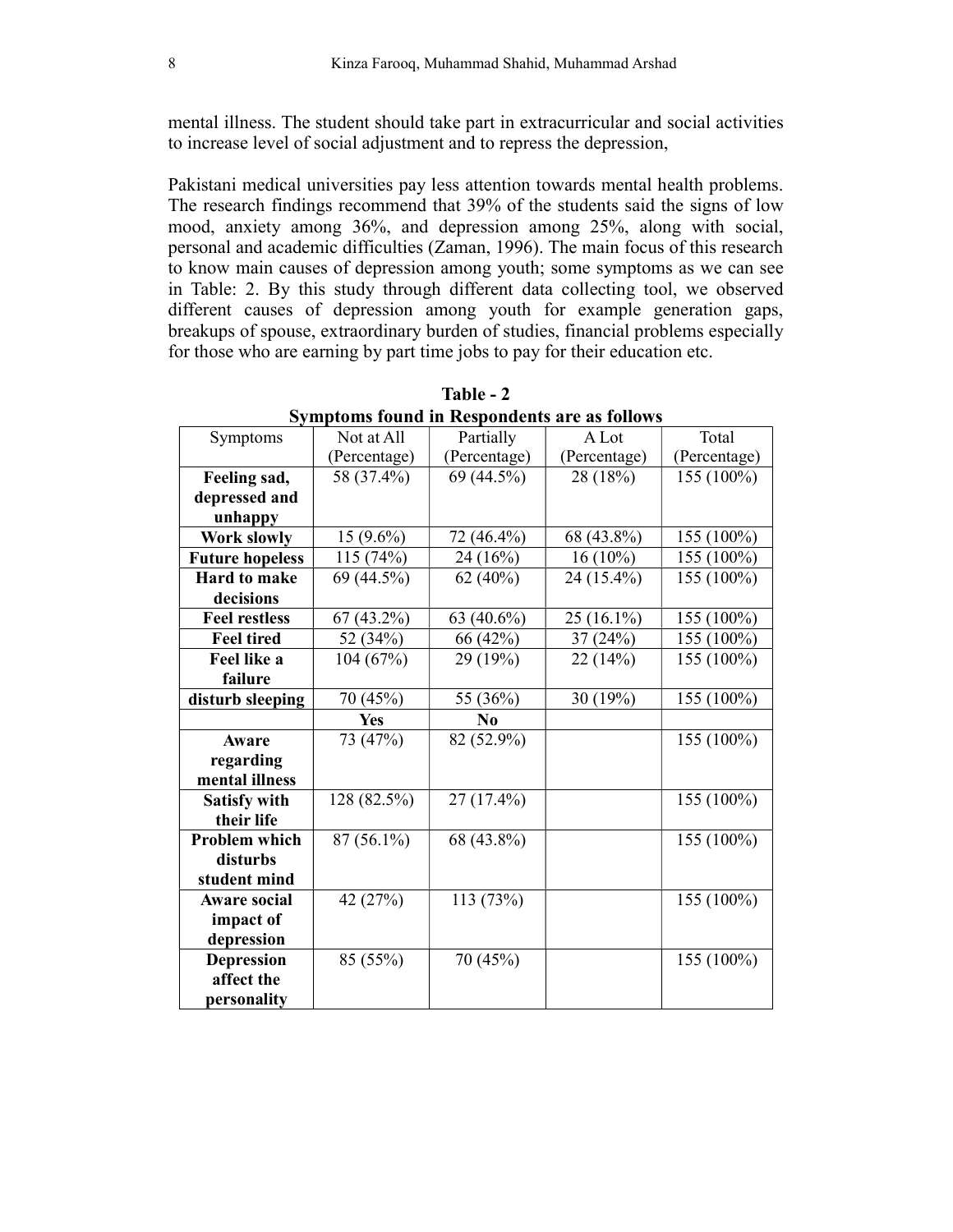mental illness. The student should take part in extracurricular and social activities to increase level of social adjustment and to repress the depression,

Pakistani medical universities pay less attention towards mental health problems. The research findings recommend that 39% of the students said the signs of low mood, anxiety among 36%, and depression among 25%, along with social, personal and academic difficulties (Zaman, 1996). The main focus of this research to know main causes of depression among youth; some symptoms as we can see in Table: 2. By this study through different data collecting tool, we observed different causes of depression among youth for example generation gaps, breakups of spouse, extraordinary burden of studies, financial problems especially for those who are earning by part time jobs to pay for their education etc.

**Table - 2**
**Symptoms found in Respondents are as follows**

| Symptoms | Not at All (Percentage) | Partially (Percentage) | A Lot (Percentage) | Total (Percentage) |
|---|---|---|---|---|
| **Feeling sad, depressed and unhappy** | 58 (37.4%) | 69 (44.5%) | 28 (18%) | 155 (100%) |
| **Work slowly** | 15 (9.6%) | 72 (46.4%) | 68 (43.8%) | 155 (100%) |
| **Future hopeless** | 115 (74%) | 24 (16%) | 16 (10%) | 155 (100%) |
| **Hard to make decisions** | 69 (44.5%) | 62 (40%) | 24 (15.4%) | 155 (100%) |
| **Feel restless** | 67 (43.2%) | 63 (40.6%) | 25 (16.1%) | 155 (100%) |
| **Feel tired** | 52 (34%) | 66 (42%) | 37 (24%) | 155 (100%) |
| **Feel like a failure** | 104 (67%) | 29 (19%) | 22 (14%) | 155 (100%) |
| **disturb sleeping** | 70 (45%) | 55 (36%) | 30 (19%) | 155 (100%) |
| | **Yes** | **No** | | |
| **Aware regarding mental illness** | 73 (47%) | 82 (52.9%) | | 155 (100%) |
| **Satisfy with their life** | 128 (82.5%) | 27 (17.4%) | | 155 (100%) |
| **Problem which disturbs student mind** | 87 (56.1%) | 68 (43.8%) | | 155 (100%) |
| **Aware social impact of depression** | 42 (27%) | 113 (73%) | | 155 (100%) |
| **Depression affect the personality** | 85 (55%) | 70 (45%) | | 155 (100%) |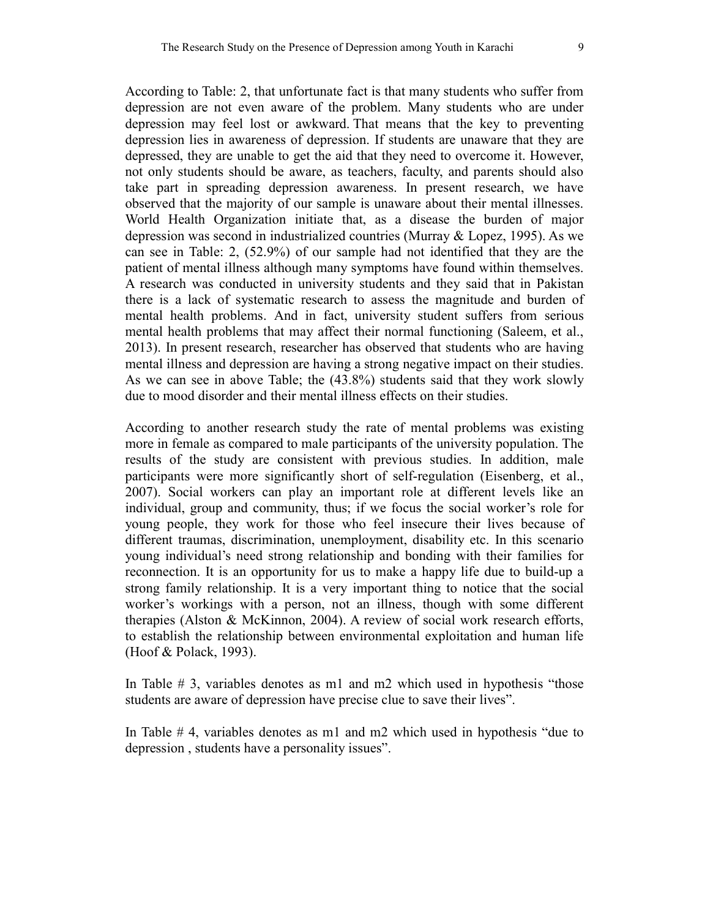According to Table: 2, that unfortunate fact is that many students who suffer from depression are not even aware of the problem. Many students who are under depression may feel lost or awkward. That means that the key to preventing depression lies in awareness of depression. If students are unaware that they are depressed, they are unable to get the aid that they need to overcome it. However, not only students should be aware, as teachers, faculty, and parents should also take part in spreading depression awareness. In present research, we have observed that the majority of our sample is unaware about their mental illnesses. World Health Organization initiate that, as a disease the burden of major depression was second in industrialized countries (Murray & Lopez, 1995). As we can see in Table: 2, (52.9%) of our sample had not identified that they are the patient of mental illness although many symptoms have found within themselves. A research was conducted in university students and they said that in Pakistan there is a lack of systematic research to assess the magnitude and burden of mental health problems. And in fact, university student suffers from serious mental health problems that may affect their normal functioning (Saleem, et al., 2013). In present research, researcher has observed that students who are having mental illness and depression are having a strong negative impact on their studies. As we can see in above Table; the (43.8%) students said that they work slowly due to mood disorder and their mental illness effects on their studies.

According to another research study the rate of mental problems was existing more in female as compared to male participants of the university population. The results of the study are consistent with previous studies. In addition, male participants were more significantly short of self-regulation (Eisenberg, et al., 2007). Social workers can play an important role at different levels like an individual, group and community, thus; if we focus the social worker's role for young people, they work for those who feel insecure their lives because of different traumas, discrimination, unemployment, disability etc. In this scenario young individual's need strong relationship and bonding with their families for reconnection. It is an opportunity for us to make a happy life due to build-up a strong family relationship. It is a very important thing to notice that the social worker's workings with a person, not an illness, though with some different therapies (Alston & McKinnon, 2004). A review of social work research efforts, to establish the relationship between environmental exploitation and human life (Hoof & Polack, 1993).

In Table # 3, variables denotes as m1 and m2 which used in hypothesis "those students are aware of depression have precise clue to save their lives".

In Table # 4, variables denotes as m1 and m2 which used in hypothesis "due to depression , students have a personality issues".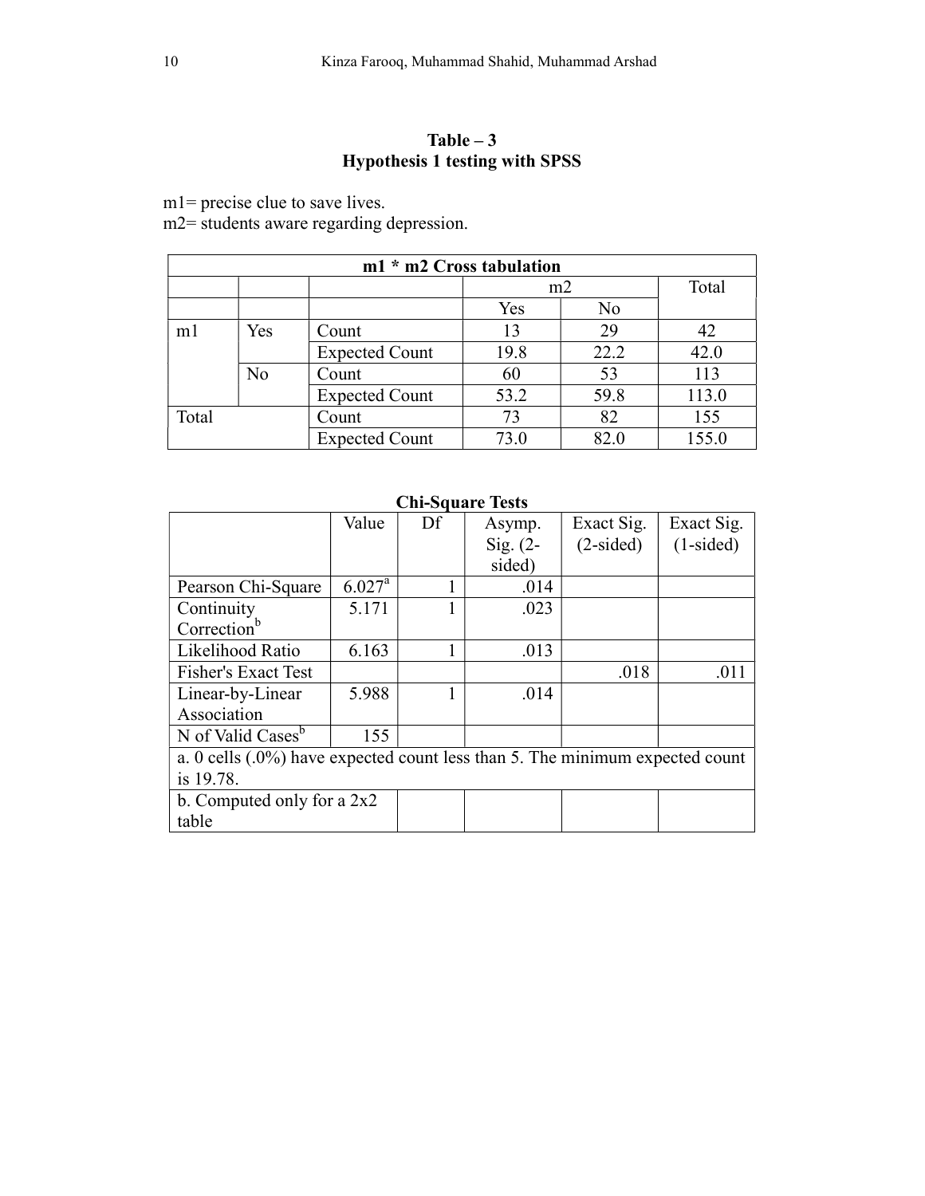**Table – 3**
**Hypothesis 1 testing with SPSS**

m1= precise clue to save lives.
m2= students aware regarding depression.

| m1 * m2 Cross tabulation | | | | | |
|---|---|---|---|---|---|
| | | | m2 | | Total |
| | | | Yes | No | |
| m1 | Yes | Count | 13 | 29 | 42 |
| | | Expected Count | 19.8 | 22.2 | 42.0 |
| | No | Count | 60 | 53 | 113 |
| | | Expected Count | 53.2 | 59.8 | 113.0 |
| Total | | Count | 73 | 82 | 155 |
| | | Expected Count | 73.0 | 82.0 | 155.0 |

**Chi-Square Tests**

| | Value | Df | Asymp. Sig. (2-sided) | Exact Sig. (2-sided) | Exact Sig. (1-sided) |
|---|---|---|---|---|---|
| Pearson Chi-Square | 6.027[a] | 1 | .014 | | |
| Continuity Correction[b] | 5.171 | 1 | .023 | | |
| Likelihood Ratio | 6.163 | 1 | .013 | | |
| Fisher's Exact Test | | | | .018 | .011 |
| Linear-by-Linear Association | 5.988 | 1 | .014 | | |
| N of Valid Cases[b] | 155 | | | | |
| a. 0 cells (.0%) have expected count less than 5. The minimum expected count is 19.78. | | | | | |
| b. Computed only for a 2x2 table | | | | | |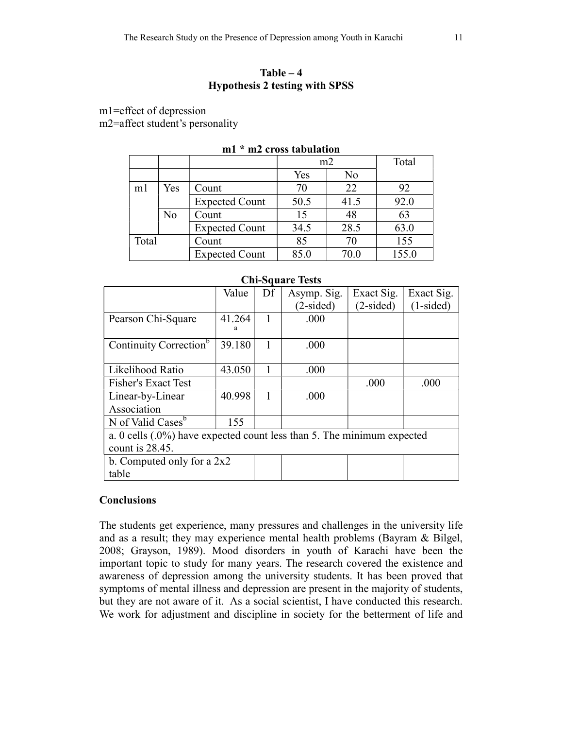**Table – 4**
**Hypothesis 2 testing with SPSS**

m1=effect of depression
m2=affect student's personality

**m1 * m2 cross tabulation**

| | | | m2 | | Total |
|---|---|---|---|---|---|
| | | | Yes | No | |
| m1 | Yes | Count | 70 | 22 | 92 |
| | | Expected Count | 50.5 | 41.5 | 92.0 |
| | No | Count | 15 | 48 | 63 |
| | | Expected Count | 34.5 | 28.5 | 63.0 |
| Total | | Count | 85 | 70 | 155 |
| | | Expected Count | 85.0 | 70.0 | 155.0 |

**Chi-Square Tests**

| | Value | Df | Asymp. Sig. (2-sided) | Exact Sig. (2-sided) | Exact Sig. (1-sided) |
|---|---|---|---|---|---|
| Pearson Chi-Square | 41.264[a] | 1 | .000 | | |
| Continuity Correction[b] | 39.180 | 1 | .000 | | |
| Likelihood Ratio | 43.050 | 1 | .000 | | |
| Fisher's Exact Test | | | | .000 | .000 |
| Linear-by-Linear Association | 40.998 | 1 | .000 | | |
| N of Valid Cases[b] | 155 | | | | |

a. 0 cells (.0%) have expected count less than 5. The minimum expected count is 28.45.

b. Computed only for a 2x2 table

### Conclusions

The students get experience, many pressures and challenges in the university life and as a result; they may experience mental health problems (Bayram & Bilgel, 2008; Grayson, 1989). Mood disorders in youth of Karachi have been the important topic to study for many years. The research covered the existence and awareness of depression among the university students. It has been proved that symptoms of mental illness and depression are present in the majority of students, but they are not aware of it. As a social scientist, I have conducted this research. We work for adjustment and discipline in society for the betterment of life and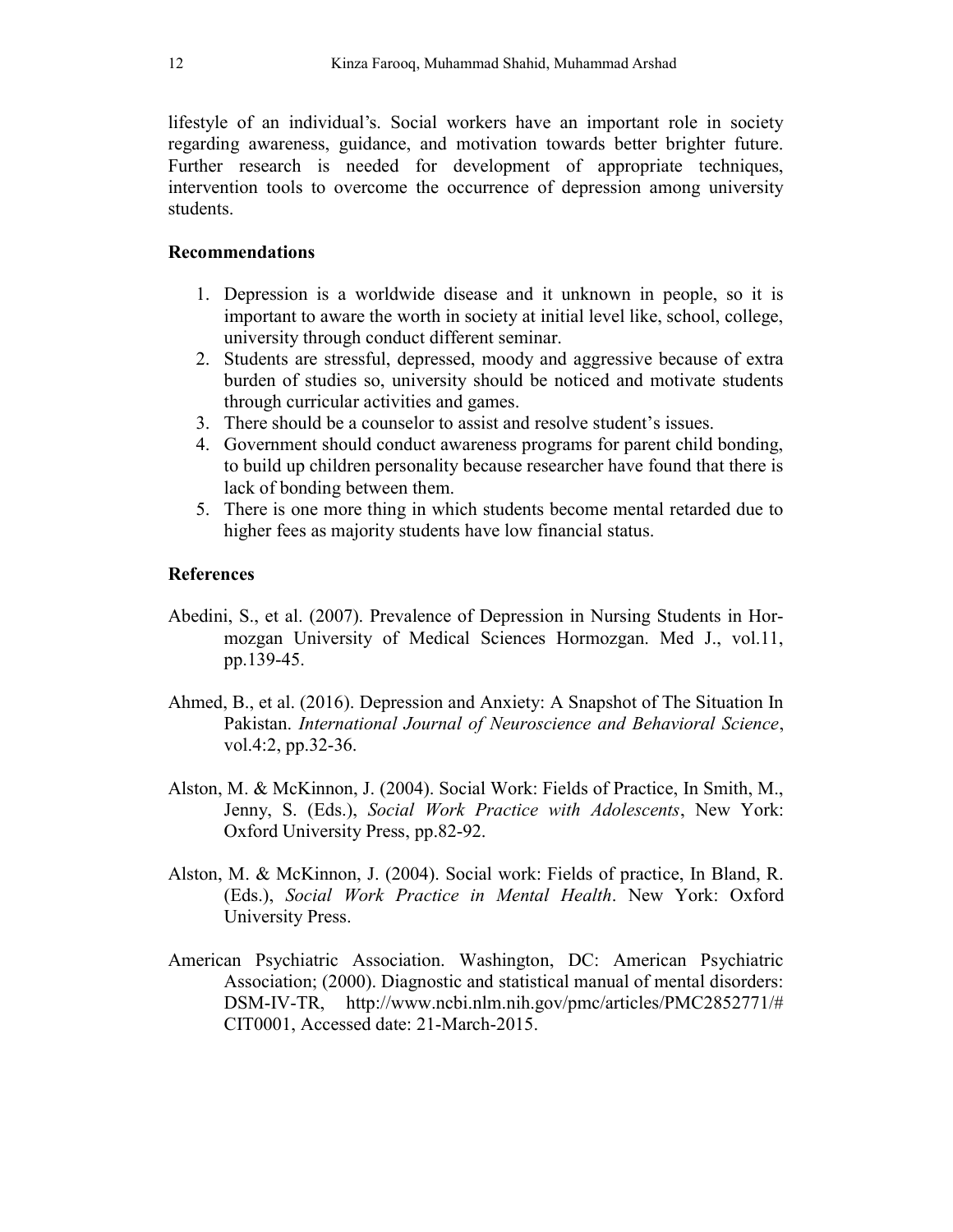lifestyle of an individual's. Social workers have an important role in society regarding awareness, guidance, and motivation towards better brighter future. Further research is needed for development of appropriate techniques, intervention tools to overcome the occurrence of depression among university students.

## Recommendations

1. Depression is a worldwide disease and it unknown in people, so it is important to aware the worth in society at initial level like, school, college, university through conduct different seminar.
2. Students are stressful, depressed, moody and aggressive because of extra burden of studies so, university should be noticed and motivate students through curricular activities and games.
3. There should be a counselor to assist and resolve student's issues.
4. Government should conduct awareness programs for parent child bonding, to build up children personality because researcher have found that there is lack of bonding between them.
5. There is one more thing in which students become mental retarded due to higher fees as majority students have low financial status.

## References

Abedini, S., et al. (2007). Prevalence of Depression in Nursing Students in Hormozgan University of Medical Sciences Hormozgan. Med J., vol.11, pp.139-45.

Ahmed, B., et al. (2016). Depression and Anxiety: A Snapshot of The Situation In Pakistan. *International Journal of Neuroscience and Behavioral Science*, vol.4:2, pp.32-36.

Alston, M. & McKinnon, J. (2004). Social Work: Fields of Practice, In Smith, M., Jenny, S. (Eds.), *Social Work Practice with Adolescents*, New York: Oxford University Press, pp.82-92.

Alston, M. & McKinnon, J. (2004). Social work: Fields of practice, In Bland, R. (Eds.), *Social Work Practice in Mental Health*. New York: Oxford University Press.

American Psychiatric Association. Washington, DC: American Psychiatric Association; (2000). Diagnostic and statistical manual of mental disorders: DSM-IV-TR, http://www.ncbi.nlm.nih.gov/pmc/articles/PMC2852771/#CIT0001, Accessed date: 21-March-2015.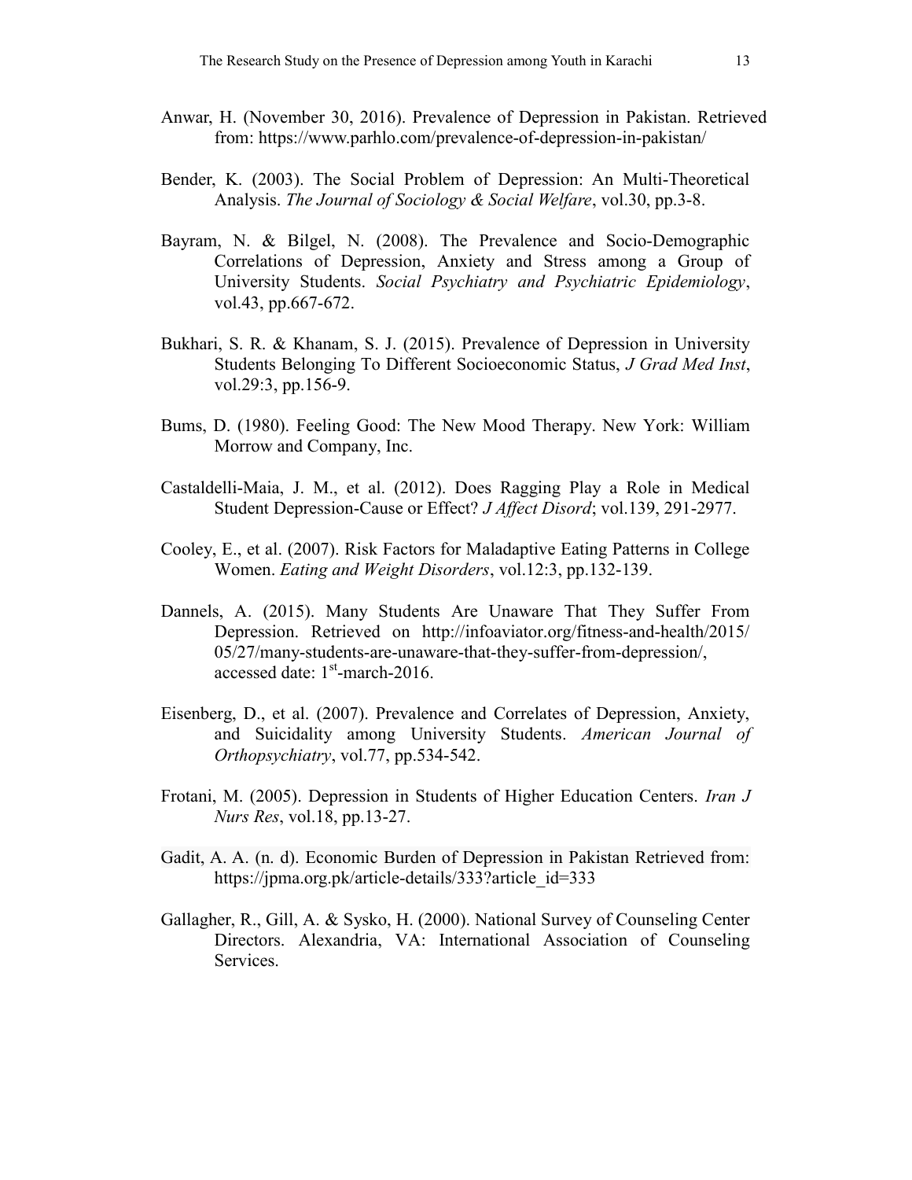Anwar, H. (November 30, 2016). Prevalence of Depression in Pakistan. Retrieved from: https://www.parhlo.com/prevalence-of-depression-in-pakistan/

Bender, K. (2003). The Social Problem of Depression: An Multi-Theoretical Analysis. *The Journal of Sociology & Social Welfare*, vol.30, pp.3-8.

Bayram, N. & Bilgel, N. (2008). The Prevalence and Socio-Demographic Correlations of Depression, Anxiety and Stress among a Group of University Students. *Social Psychiatry and Psychiatric Epidemiology*, vol.43, pp.667-672.

Bukhari, S. R. & Khanam, S. J. (2015). Prevalence of Depression in University Students Belonging To Different Socioeconomic Status, *J Grad Med Inst*, vol.29:3, pp.156-9.

Bums, D. (1980). Feeling Good: The New Mood Therapy. New York: William Morrow and Company, Inc.

Castaldelli-Maia, J. M., et al. (2012). Does Ragging Play a Role in Medical Student Depression-Cause or Effect? *J Affect Disord*; vol.139, 291-2977.

Cooley, E., et al. (2007). Risk Factors for Maladaptive Eating Patterns in College Women. *Eating and Weight Disorders*, vol.12:3, pp.132-139.

Dannels, A. (2015). Many Students Are Unaware That They Suffer From Depression. Retrieved on http://infoaviator.org/fitness-and-health/2015/05/27/many-students-are-unaware-that-they-suffer-from-depression/, accessed date: 1st-march-2016.

Eisenberg, D., et al. (2007). Prevalence and Correlates of Depression, Anxiety, and Suicidality among University Students. *American Journal of Orthopsychiatry*, vol.77, pp.534-542.

Frotani, M. (2005). Depression in Students of Higher Education Centers. *Iran J Nurs Res*, vol.18, pp.13-27.

Gadit, A. A. (n. d). Economic Burden of Depression in Pakistan Retrieved from: https://jpma.org.pk/article-details/333?article_id=333

Gallagher, R., Gill, A. & Sysko, H. (2000). National Survey of Counseling Center Directors. Alexandria, VA: International Association of Counseling Services.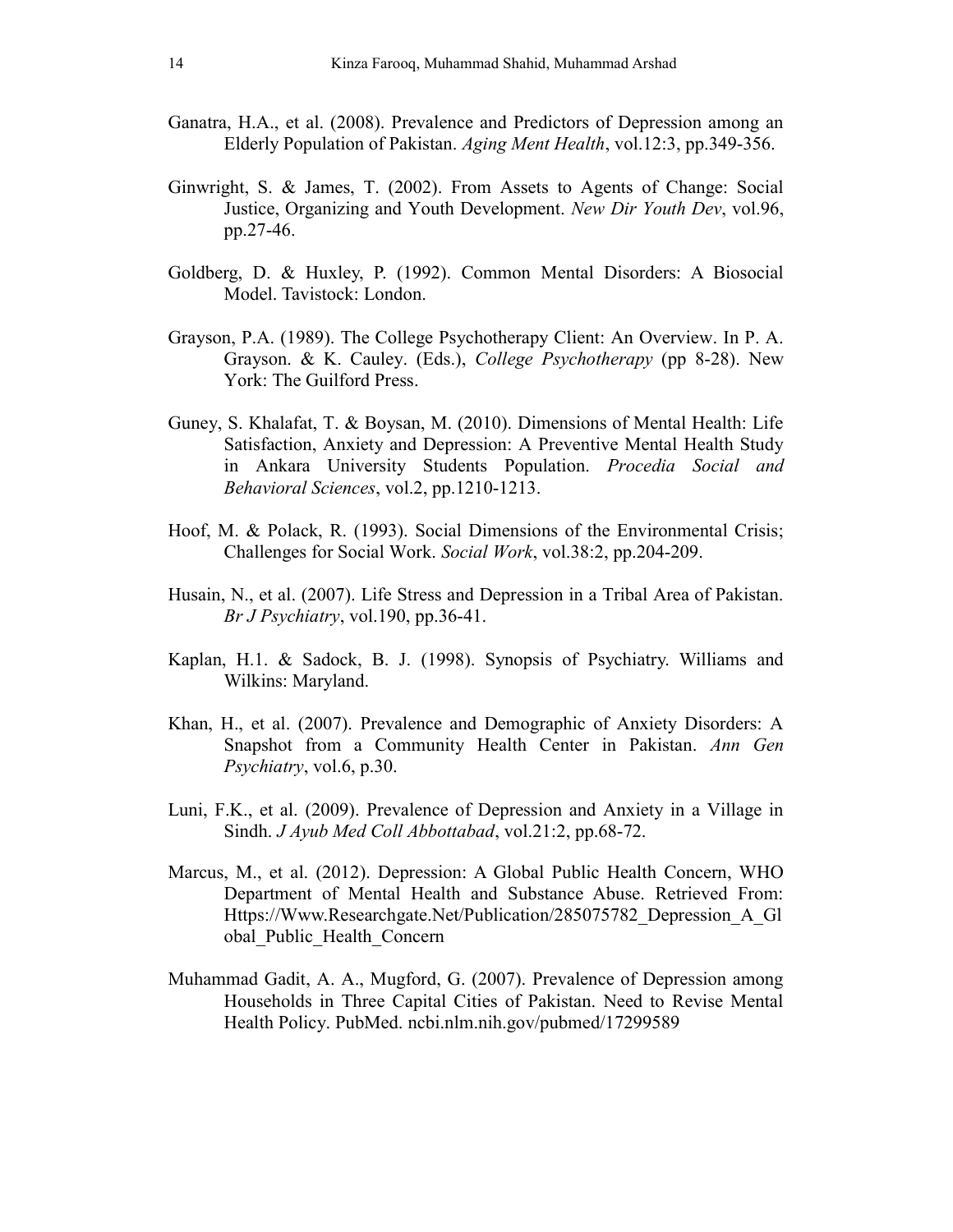Ganatra, H.A., et al. (2008). Prevalence and Predictors of Depression among an Elderly Population of Pakistan. *Aging Ment Health*, vol.12:3, pp.349-356.

Ginwright, S. & James, T. (2002). From Assets to Agents of Change: Social Justice, Organizing and Youth Development. *New Dir Youth Dev*, vol.96, pp.27-46.

Goldberg, D. & Huxley, P. (1992). Common Mental Disorders: A Biosocial Model. Tavistock: London.

Grayson, P.A. (1989). The College Psychotherapy Client: An Overview. In P. A. Grayson. & K. Cauley. (Eds.), *College Psychotherapy* (pp 8-28). New York: The Guilford Press.

Guney, S. Khalafat, T. & Boysan, M. (2010). Dimensions of Mental Health: Life Satisfaction, Anxiety and Depression: A Preventive Mental Health Study in Ankara University Students Population. *Procedia Social and Behavioral Sciences*, vol.2, pp.1210-1213.

Hoof, M. & Polack, R. (1993). Social Dimensions of the Environmental Crisis; Challenges for Social Work. *Social Work*, vol.38:2, pp.204-209.

Husain, N., et al. (2007). Life Stress and Depression in a Tribal Area of Pakistan. *Br J Psychiatry*, vol.190, pp.36-41.

Kaplan, H.1. & Sadock, B. J. (1998). Synopsis of Psychiatry. Williams and Wilkins: Maryland.

Khan, H., et al. (2007). Prevalence and Demographic of Anxiety Disorders: A Snapshot from a Community Health Center in Pakistan. *Ann Gen Psychiatry*, vol.6, p.30.

Luni, F.K., et al. (2009). Prevalence of Depression and Anxiety in a Village in Sindh. *J Ayub Med Coll Abbottabad*, vol.21:2, pp.68-72.

Marcus, M., et al. (2012). Depression: A Global Public Health Concern, WHO Department of Mental Health and Substance Abuse. Retrieved From: Https://Www.Researchgate.Net/Publication/285075782_Depression_A_Global_Public_Health_Concern

Muhammad Gadit, A. A., Mugford, G. (2007). Prevalence of Depression among Households in Three Capital Cities of Pakistan. Need to Revise Mental Health Policy. PubMed. ncbi.nlm.nih.gov/pubmed/17299589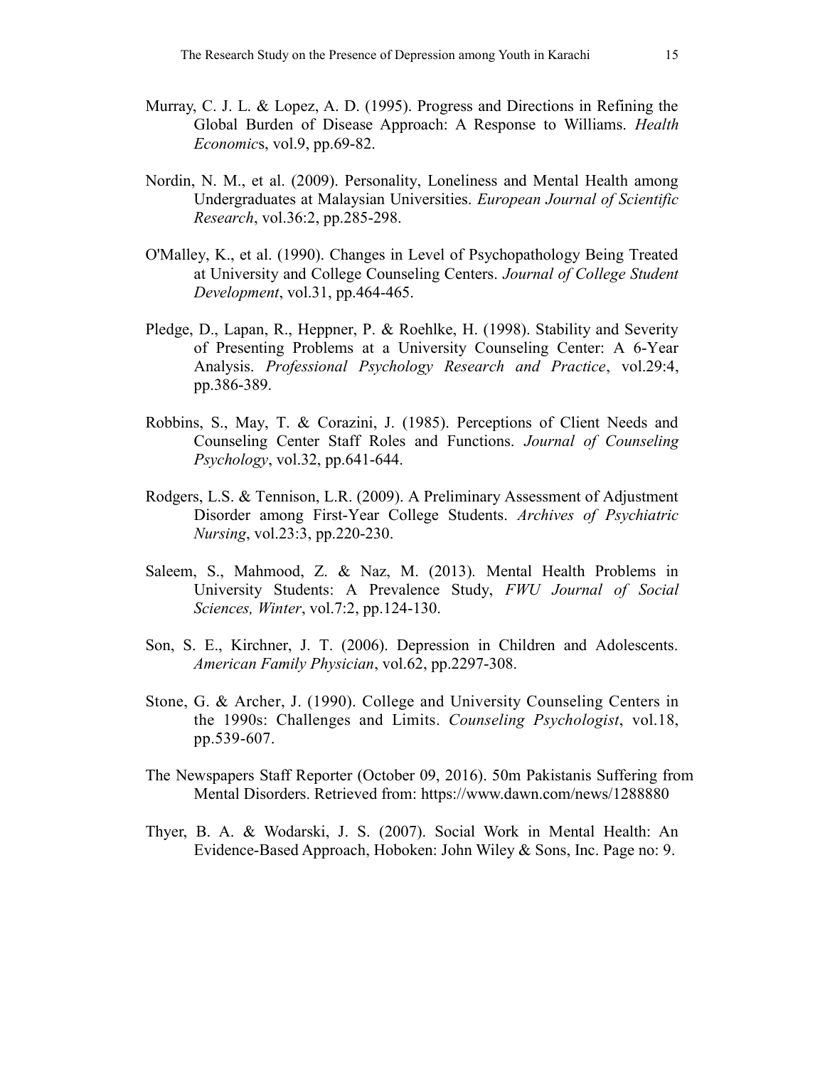Murray, C. J. L. & Lopez, A. D. (1995). Progress and Directions in Refining the Global Burden of Disease Approach: A Response to Williams. *Health Economic*s, vol.9, pp.69-82.

Nordin, N. M., et al. (2009). Personality, Loneliness and Mental Health among Undergraduates at Malaysian Universities. *European Journal of Scientific Research*, vol.36:2, pp.285-298.

O'Malley, K., et al. (1990). Changes in Level of Psychopathology Being Treated at University and College Counseling Centers. *Journal of College Student Development*, vol.31, pp.464-465.

Pledge, D., Lapan, R., Heppner, P. & Roehlke, H. (1998). Stability and Severity of Presenting Problems at a University Counseling Center: A 6-Year Analysis. *Professional Psychology Research and Practice*, vol.29:4, pp.386-389.

Robbins, S., May, T. & Corazini, J. (1985). Perceptions of Client Needs and Counseling Center Staff Roles and Functions. *Journal of Counseling Psychology*, vol.32, pp.641-644.

Rodgers, L.S. & Tennison, L.R. (2009). A Preliminary Assessment of Adjustment Disorder among First-Year College Students. *Archives of Psychiatric Nursing*, vol.23:3, pp.220-230.

Saleem, S., Mahmood, Z. & Naz, M. (2013). Mental Health Problems in University Students: A Prevalence Study, *FWU Journal of Social Sciences, Winter*, vol.7:2, pp.124-130.

Son, S. E., Kirchner, J. T. (2006). Depression in Children and Adolescents. *American Family Physician*, vol.62, pp.2297-308.

Stone, G. & Archer, J. (1990). College and University Counseling Centers in the 1990s: Challenges and Limits. *Counseling Psychologist*, vol.18, pp.539-607.

The Newspapers Staff Reporter (October 09, 2016). 50m Pakistanis Suffering from Mental Disorders. Retrieved from: https://www.dawn.com/news/1288880

Thyer, B. A. & Wodarski, J. S. (2007). Social Work in Mental Health: An Evidence-Based Approach, Hoboken: John Wiley & Sons, Inc. Page no: 9.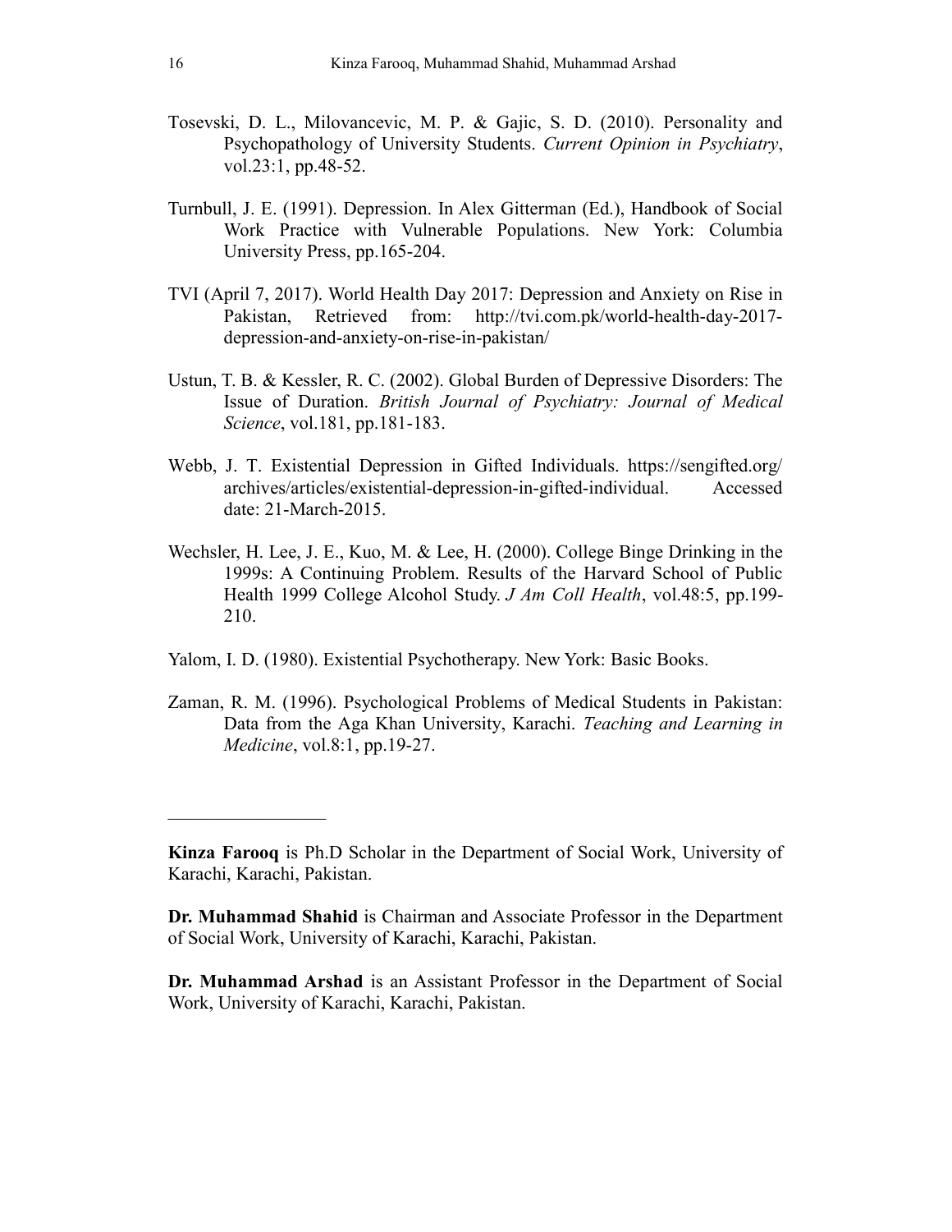Tosevski, D. L., Milovancevic, M. P. & Gajic, S. D. (2010). Personality and Psychopathology of University Students. *Current Opinion in Psychiatry*, vol.23:1, pp.48-52.

Turnbull, J. E. (1991). Depression. In Alex Gitterman (Ed.), Handbook of Social Work Practice with Vulnerable Populations. New York: Columbia University Press, pp.165-204.

TVI (April 7, 2017). World Health Day 2017: Depression and Anxiety on Rise in Pakistan, Retrieved from: http://tvi.com.pk/world-health-day-2017-depression-and-anxiety-on-rise-in-pakistan/

Ustun, T. B. & Kessler, R. C. (2002). Global Burden of Depressive Disorders: The Issue of Duration. *British Journal of Psychiatry: Journal of Medical Science*, vol.181, pp.181-183.

Webb, J. T. Existential Depression in Gifted Individuals. https://sengifted.org/archives/articles/existential-depression-in-gifted-individual. Accessed date: 21-March-2015.

Wechsler, H. Lee, J. E., Kuo, M. & Lee, H. (2000). College Binge Drinking in the 1999s: A Continuing Problem. Results of the Harvard School of Public Health 1999 College Alcohol Study. *J Am Coll Health*, vol.48:5, pp.199-210.

Yalom, I. D. (1980). Existential Psychotherapy. New York: Basic Books.

Zaman, R. M. (1996). Psychological Problems of Medical Students in Pakistan: Data from the Aga Khan University, Karachi. *Teaching and Learning in Medicine*, vol.8:1, pp.19-27.

---

**Kinza Farooq** is Ph.D Scholar in the Department of Social Work, University of Karachi, Karachi, Pakistan.

**Dr. Muhammad Shahid** is Chairman and Associate Professor in the Department of Social Work, University of Karachi, Karachi, Pakistan.

**Dr. Muhammad Arshad** is an Assistant Professor in the Department of Social Work, University of Karachi, Karachi, Pakistan.